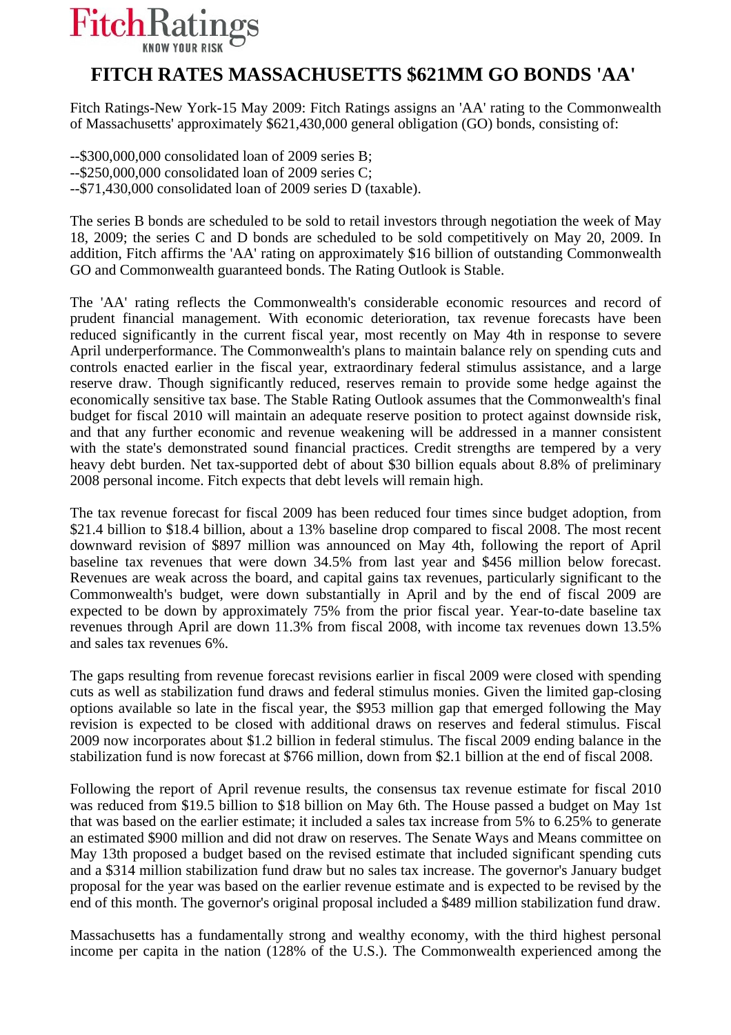FitchRatings
KNOW YOUR RISK

# FITCH RATES MASSACHUSETTS $621MM GO BONDS 'AA'

Fitch Ratings-New York-15 May 2009: Fitch Ratings assigns an 'AA' rating to the Commonwealth of Massachusetts' approximately $621,430,000 general obligation (GO) bonds, consisting of:

--$300,000,000 consolidated loan of 2009 series B;
--$250,000,000 consolidated loan of 2009 series C;
--$71,430,000 consolidated loan of 2009 series D (taxable).

The series B bonds are scheduled to be sold to retail investors through negotiation the week of May 18, 2009; the series C and D bonds are scheduled to be sold competitively on May 20, 2009. In addition, Fitch affirms the 'AA' rating on approximately $16 billion of outstanding Commonwealth GO and Commonwealth guaranteed bonds. The Rating Outlook is Stable.

The 'AA' rating reflects the Commonwealth's considerable economic resources and record of prudent financial management. With economic deterioration, tax revenue forecasts have been reduced significantly in the current fiscal year, most recently on May 4th in response to severe April underperformance. The Commonwealth's plans to maintain balance rely on spending cuts and controls enacted earlier in the fiscal year, extraordinary federal stimulus assistance, and a large reserve draw. Though significantly reduced, reserves remain to provide some hedge against the economically sensitive tax base. The Stable Rating Outlook assumes that the Commonwealth's final budget for fiscal 2010 will maintain an adequate reserve position to protect against downside risk, and that any further economic and revenue weakening will be addressed in a manner consistent with the state's demonstrated sound financial practices. Credit strengths are tempered by a very heavy debt burden. Net tax-supported debt of about $30 billion equals about 8.8% of preliminary 2008 personal income. Fitch expects that debt levels will remain high.

The tax revenue forecast for fiscal 2009 has been reduced four times since budget adoption, from $21.4 billion to $18.4 billion, about a 13% baseline drop compared to fiscal 2008. The most recent downward revision of $897 million was announced on May 4th, following the report of April baseline tax revenues that were down 34.5% from last year and $456 million below forecast. Revenues are weak across the board, and capital gains tax revenues, particularly significant to the Commonwealth's budget, were down substantially in April and by the end of fiscal 2009 are expected to be down by approximately 75% from the prior fiscal year. Year-to-date baseline tax revenues through April are down 11.3% from fiscal 2008, with income tax revenues down 13.5% and sales tax revenues 6%.

The gaps resulting from revenue forecast revisions earlier in fiscal 2009 were closed with spending cuts as well as stabilization fund draws and federal stimulus monies. Given the limited gap-closing options available so late in the fiscal year, the $953 million gap that emerged following the May revision is expected to be closed with additional draws on reserves and federal stimulus. Fiscal 2009 now incorporates about $1.2 billion in federal stimulus. The fiscal 2009 ending balance in the stabilization fund is now forecast at $766 million, down from $2.1 billion at the end of fiscal 2008.

Following the report of April revenue results, the consensus tax revenue estimate for fiscal 2010 was reduced from $19.5 billion to $18 billion on May 6th. The House passed a budget on May 1st that was based on the earlier estimate; it included a sales tax increase from 5% to 6.25% to generate an estimated $900 million and did not draw on reserves. The Senate Ways and Means committee on May 13th proposed a budget based on the revised estimate that included significant spending cuts and a $314 million stabilization fund draw but no sales tax increase. The governor's January budget proposal for the year was based on the earlier revenue estimate and is expected to be revised by the end of this month. The governor's original proposal included a $489 million stabilization fund draw.

Massachusetts has a fundamentally strong and wealthy economy, with the third highest personal income per capita in the nation (128% of the U.S.). The Commonwealth experienced among the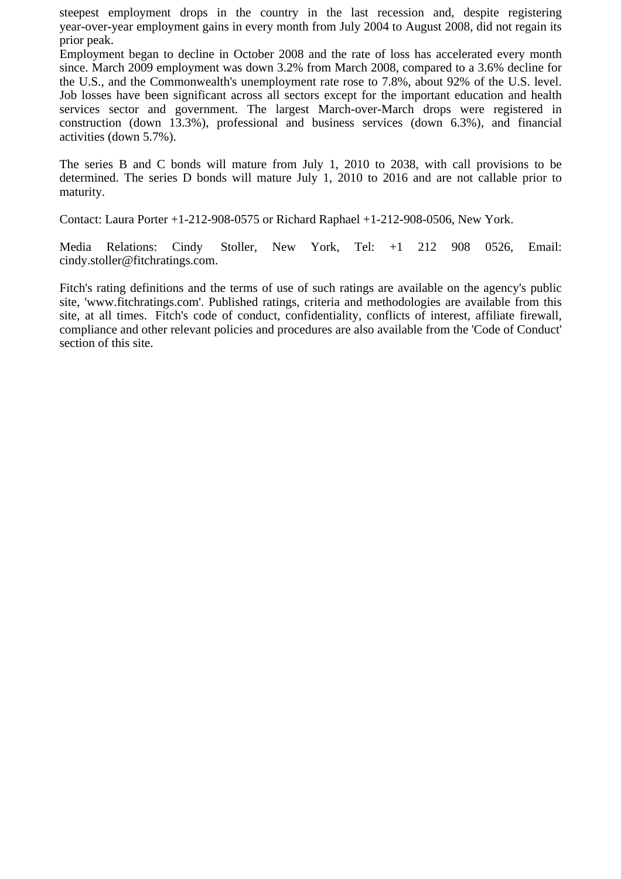steepest employment drops in the country in the last recession and, despite registering year-over-year employment gains in every month from July 2004 to August 2008, did not regain its prior peak.
Employment began to decline in October 2008 and the rate of loss has accelerated every month since. March 2009 employment was down 3.2% from March 2008, compared to a 3.6% decline for the U.S., and the Commonwealth's unemployment rate rose to 7.8%, about 92% of the U.S. level. Job losses have been significant across all sectors except for the important education and health services sector and government. The largest March-over-March drops were registered in construction (down 13.3%), professional and business services (down 6.3%), and financial activities (down 5.7%).

The series B and C bonds will mature from July 1, 2010 to 2038, with call provisions to be determined. The series D bonds will mature July 1, 2010 to 2016 and are not callable prior to maturity.

Contact: Laura Porter +1-212-908-0575 or Richard Raphael +1-212-908-0506, New York.

Media Relations: Cindy Stoller, New York, Tel: +1 212 908 0526, Email: cindy.stoller@fitchratings.com.

Fitch's rating definitions and the terms of use of such ratings are available on the agency's public site, 'www.fitchratings.com'. Published ratings, criteria and methodologies are available from this site, at all times. Fitch's code of conduct, confidentiality, conflicts of interest, affiliate firewall, compliance and other relevant policies and procedures are also available from the 'Code of Conduct' section of this site.